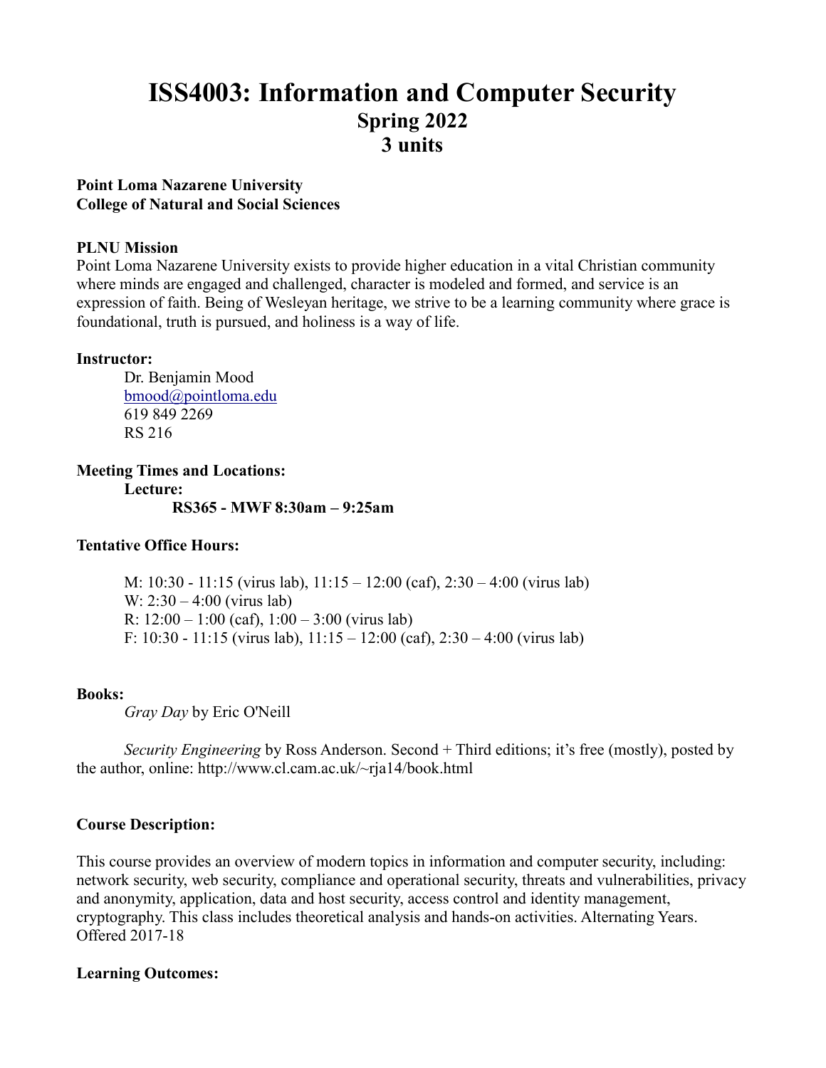# ISS4003: Information and Computer Security
## Spring 2022
## 3 units

**Point Loma Nazarene University**
**College of Natural and Social Sciences**

**PLNU Mission**

Point Loma Nazarene University exists to provide higher education in a vital Christian community where minds are engaged and challenged, character is modeled and formed, and service is an expression of faith. Being of Wesleyan heritage, we strive to be a learning community where grace is foundational, truth is pursued, and holiness is a way of life.

**Instructor:**

Dr. Benjamin Mood
bmood@pointloma.edu
619 849 2269
RS 216

**Meeting Times and Locations:**

**Lecture:**

**RS365 - MWF 8:30am – 9:25am**

**Tentative Office Hours:**

M: 10:30 - 11:15 (virus lab), 11:15 – 12:00 (caf), 2:30 – 4:00 (virus lab)
W: 2:30 – 4:00 (virus lab)
R: 12:00 – 1:00 (caf), 1:00 – 3:00 (virus lab)
F: 10:30 - 11:15 (virus lab), 11:15 – 12:00 (caf), 2:30 – 4:00 (virus lab)

**Books:**

*Gray Day* by Eric O'Neill

*Security Engineering* by Ross Anderson. Second + Third editions; it's free (mostly), posted by the author, online: http://www.cl.cam.ac.uk/~rja14/book.html

**Course Description:**

This course provides an overview of modern topics in information and computer security, including: network security, web security, compliance and operational security, threats and vulnerabilities, privacy and anonymity, application, data and host security, access control and identity management, cryptography. This class includes theoretical analysis and hands-on activities. Alternating Years. Offered 2017-18

**Learning Outcomes:**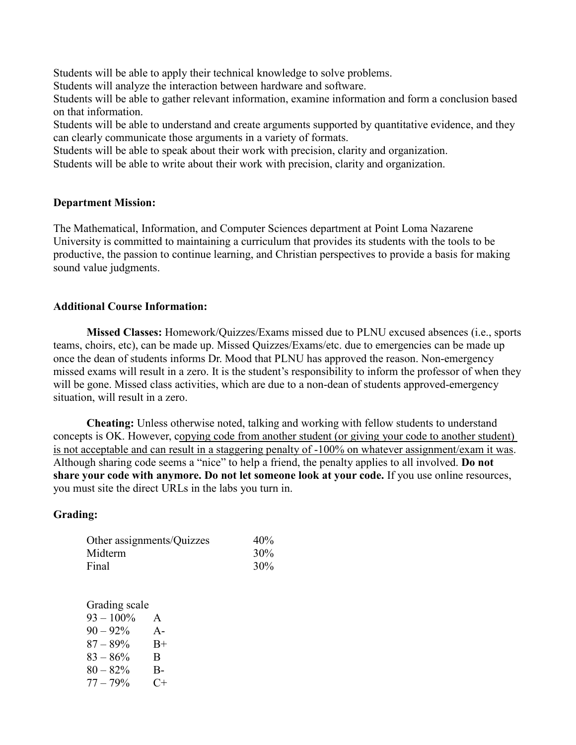Students will be able to apply their technical knowledge to solve problems.
Students will analyze the interaction between hardware and software.
Students will be able to gather relevant information, examine information and form a conclusion based on that information.
Students will be able to understand and create arguments supported by quantitative evidence, and they can clearly communicate those arguments in a variety of formats.
Students will be able to speak about their work with precision, clarity and organization.
Students will be able to write about their work with precision, clarity and organization.

**Department Mission:**

The Mathematical, Information, and Computer Sciences department at Point Loma Nazarene University is committed to maintaining a curriculum that provides its students with the tools to be productive, the passion to continue learning, and Christian perspectives to provide a basis for making sound value judgments.

**Additional Course Information:**

**Missed Classes:** Homework/Quizzes/Exams missed due to PLNU excused absences (i.e., sports teams, choirs, etc), can be made up. Missed Quizzes/Exams/etc. due to emergencies can be made up once the dean of students informs Dr. Mood that PLNU has approved the reason. Non-emergency missed exams will result in a zero. It is the student's responsibility to inform the professor of when they will be gone. Missed class activities, which are due to a non-dean of students approved-emergency situation, will result in a zero.

**Cheating:** Unless otherwise noted, talking and working with fellow students to understand concepts is OK. However, copying code from another student (or giving your code to another student) is not acceptable and can result in a staggering penalty of -100% on whatever assignment/exam it was. Although sharing code seems a "nice" to help a friend, the penalty applies to all involved. **Do not share your code with anymore. Do not let someone look at your code.** If you use online resources, you must site the direct URLs in the labs you turn in.

**Grading:**

| | |
|---|---|
| Other assignments/Quizzes | 40% |
| Midterm | 30% |
| Final | 30% |

Grading scale

| | |
|---|---|
| 93 – 100% | A |
| 90 – 92% | A- |
| 87 – 89% | B+ |
| 83 – 86% | B |
| 80 – 82% | B- |
| 77 – 79% | C+ |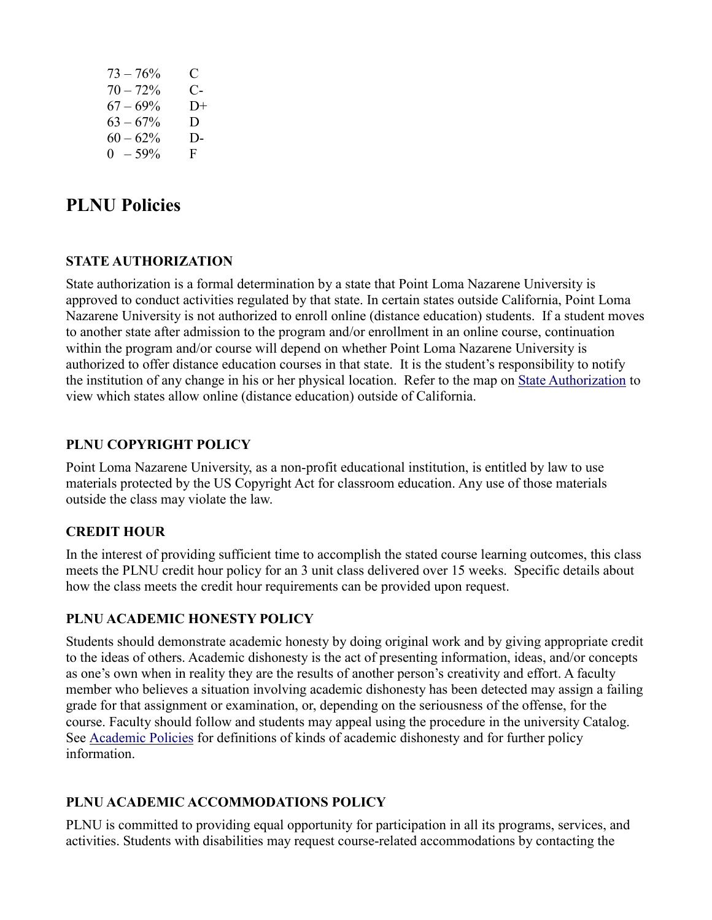| | |
|---|---|
| 73 – 76% | C |
| 70 – 72% | C- |
| 67 – 69% | D+ |
| 63 – 67% | D |
| 60 – 62% | D- |
| 0 – 59% | F |

## PLNU Policies

### STATE AUTHORIZATION

State authorization is a formal determination by a state that Point Loma Nazarene University is approved to conduct activities regulated by that state. In certain states outside California, Point Loma Nazarene University is not authorized to enroll online (distance education) students. If a student moves to another state after admission to the program and/or enrollment in an online course, continuation within the program and/or course will depend on whether Point Loma Nazarene University is authorized to offer distance education courses in that state. It is the student's responsibility to notify the institution of any change in his or her physical location. Refer to the map on State Authorization to view which states allow online (distance education) outside of California.

### PLNU COPYRIGHT POLICY

Point Loma Nazarene University, as a non-profit educational institution, is entitled by law to use materials protected by the US Copyright Act for classroom education. Any use of those materials outside the class may violate the law.

### CREDIT HOUR

In the interest of providing sufficient time to accomplish the stated course learning outcomes, this class meets the PLNU credit hour policy for an 3 unit class delivered over 15 weeks. Specific details about how the class meets the credit hour requirements can be provided upon request.

### PLNU ACADEMIC HONESTY POLICY

Students should demonstrate academic honesty by doing original work and by giving appropriate credit to the ideas of others. Academic dishonesty is the act of presenting information, ideas, and/or concepts as one's own when in reality they are the results of another person's creativity and effort. A faculty member who believes a situation involving academic dishonesty has been detected may assign a failing grade for that assignment or examination, or, depending on the seriousness of the offense, for the course. Faculty should follow and students may appeal using the procedure in the university Catalog. See Academic Policies for definitions of kinds of academic dishonesty and for further policy information.

### PLNU ACADEMIC ACCOMMODATIONS POLICY

PLNU is committed to providing equal opportunity for participation in all its programs, services, and activities. Students with disabilities may request course-related accommodations by contacting the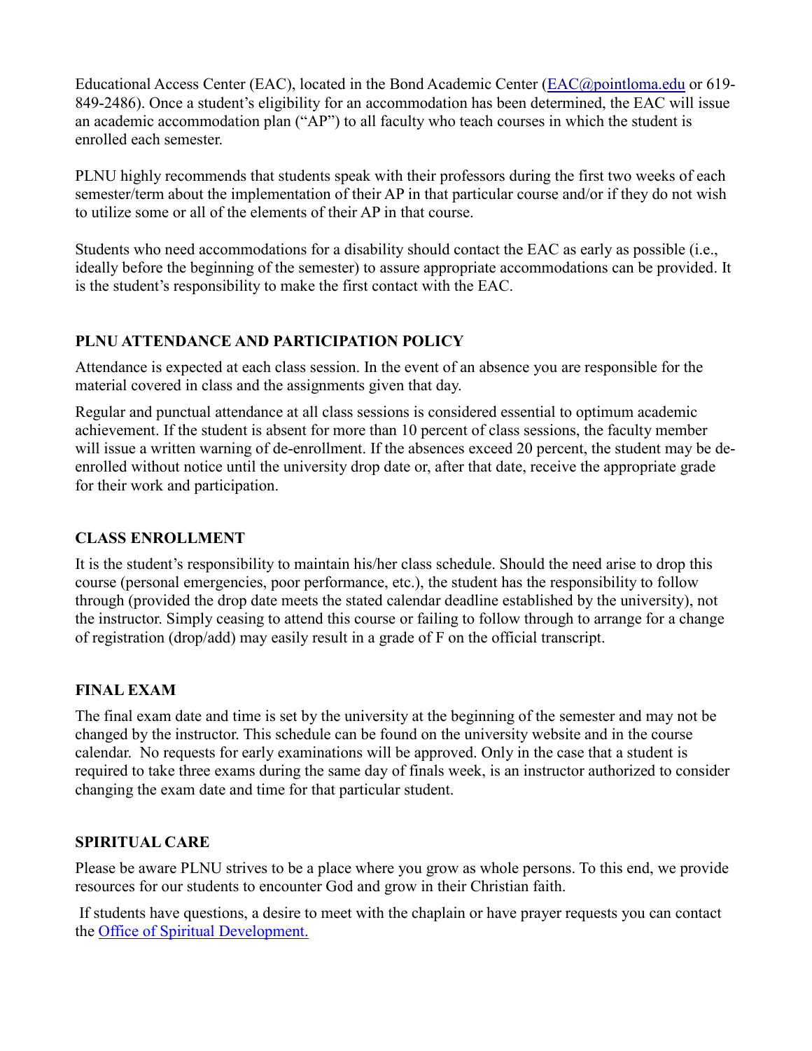Educational Access Center (EAC), located in the Bond Academic Center ([EAC@pointloma.edu](mailto:EAC@pointloma.edu) or 619-849-2486). Once a student's eligibility for an accommodation has been determined, the EAC will issue an academic accommodation plan ("AP") to all faculty who teach courses in which the student is enrolled each semester.

PLNU highly recommends that students speak with their professors during the first two weeks of each semester/term about the implementation of their AP in that particular course and/or if they do not wish to utilize some or all of the elements of their AP in that course.

Students who need accommodations for a disability should contact the EAC as early as possible (i.e., ideally before the beginning of the semester) to assure appropriate accommodations can be provided. It is the student's responsibility to make the first contact with the EAC.

## PLNU ATTENDANCE AND PARTICIPATION POLICY

Attendance is expected at each class session. In the event of an absence you are responsible for the material covered in class and the assignments given that day.

Regular and punctual attendance at all class sessions is considered essential to optimum academic achievement. If the student is absent for more than 10 percent of class sessions, the faculty member will issue a written warning of de-enrollment. If the absences exceed 20 percent, the student may be de-enrolled without notice until the university drop date or, after that date, receive the appropriate grade for their work and participation.

## CLASS ENROLLMENT

It is the student's responsibility to maintain his/her class schedule. Should the need arise to drop this course (personal emergencies, poor performance, etc.), the student has the responsibility to follow through (provided the drop date meets the stated calendar deadline established by the university), not the instructor. Simply ceasing to attend this course or failing to follow through to arrange for a change of registration (drop/add) may easily result in a grade of F on the official transcript.

## FINAL EXAM

The final exam date and time is set by the university at the beginning of the semester and may not be changed by the instructor. This schedule can be found on the university website and in the course calendar. No requests for early examinations will be approved. Only in the case that a student is required to take three exams during the same day of finals week, is an instructor authorized to consider changing the exam date and time for that particular student.

## SPIRITUAL CARE

Please be aware PLNU strives to be a place where you grow as whole persons. To this end, we provide resources for our students to encounter God and grow in their Christian faith.

If students have questions, a desire to meet with the chaplain or have prayer requests you can contact the Office of Spiritual Development.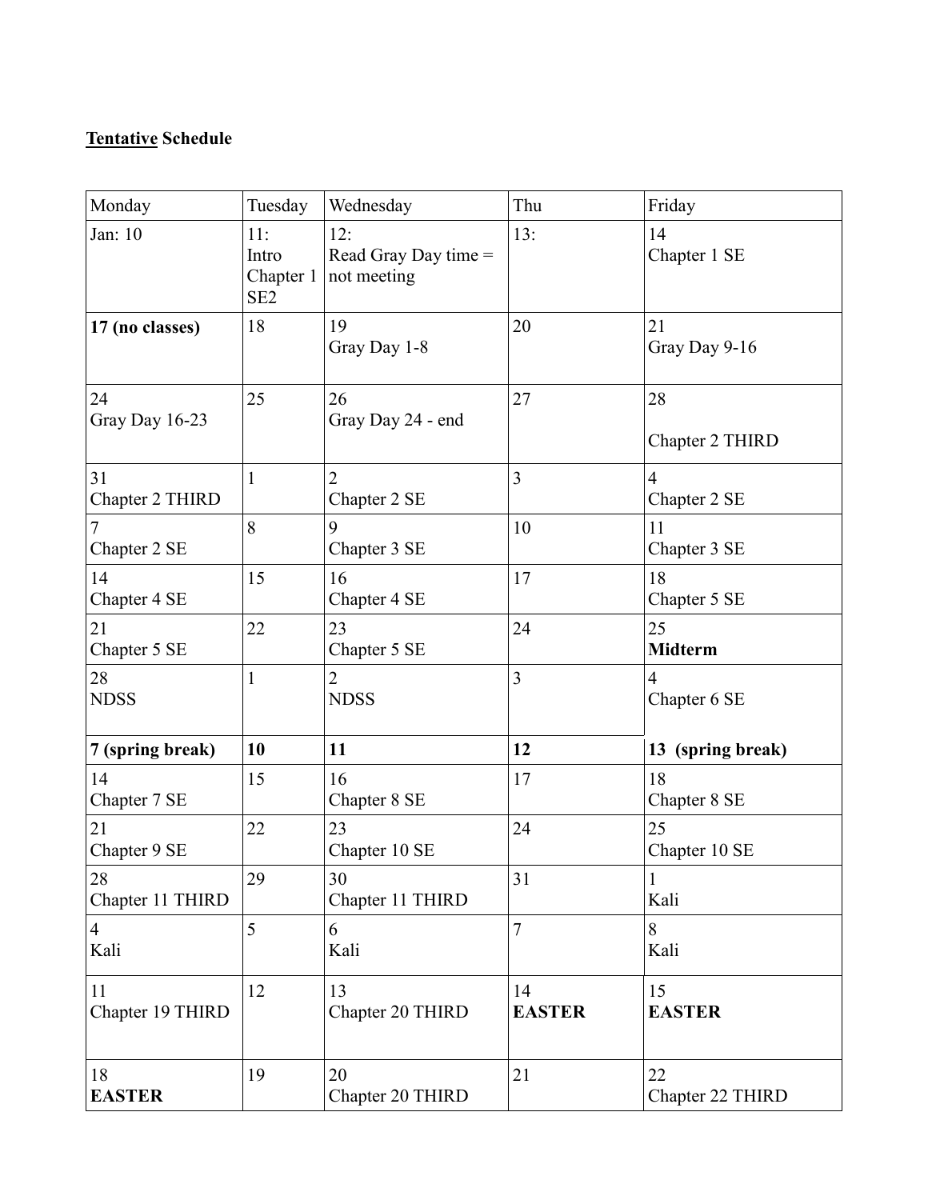**<u>Tentative</u> Schedule**

| Monday | Tuesday | Wednesday | Thu | Friday |
|---|---|---|---|---|
| Jan: 10 | 11: Intro Chapter 1 SE2 | 12: Read Gray Day time = not meeting | 13: | 14 Chapter 1 SE |
| **17 (no classes)** | 18 | 19 Gray Day 1-8 | 20 | 21 Gray Day 9-16 |
| 24 Gray Day 16-23 | 25 | 26 Gray Day 24 - end | 27 | 28 Chapter 2 THIRD |
| 31 Chapter 2 THIRD | 1 | 2 Chapter 2 SE | 3 | 4 Chapter 2 SE |
| 7 Chapter 2 SE | 8 | 9 Chapter 3 SE | 10 | 11 Chapter 3 SE |
| 14 Chapter 4 SE | 15 | 16 Chapter 4 SE | 17 | 18 Chapter 5 SE |
| 21 Chapter 5 SE | 22 | 23 Chapter 5 SE | 24 | 25 **Midterm** |
| 28 NDSS | 1 | 2 NDSS | 3 | 4 Chapter 6 SE |
| **7 (spring break)** | **10** | **11** | **12** | **13 (spring break)** |
| 14 Chapter 7 SE | 15 | 16 Chapter 8 SE | 17 | 18 Chapter 8 SE |
| 21 Chapter 9 SE | 22 | 23 Chapter 10 SE | 24 | 25 Chapter 10 SE |
| 28 Chapter 11 THIRD | 29 | 30 Chapter 11 THIRD | 31 | 1 Kali |
| 4 Kali | 5 | 6 Kali | 7 | 8 Kali |
| 11 Chapter 19 THIRD | 12 | 13 Chapter 20 THIRD | 14 **EASTER** | 15 **EASTER** |
| 18 **EASTER** | 19 | 20 Chapter 20 THIRD | 21 | 22 Chapter 22 THIRD |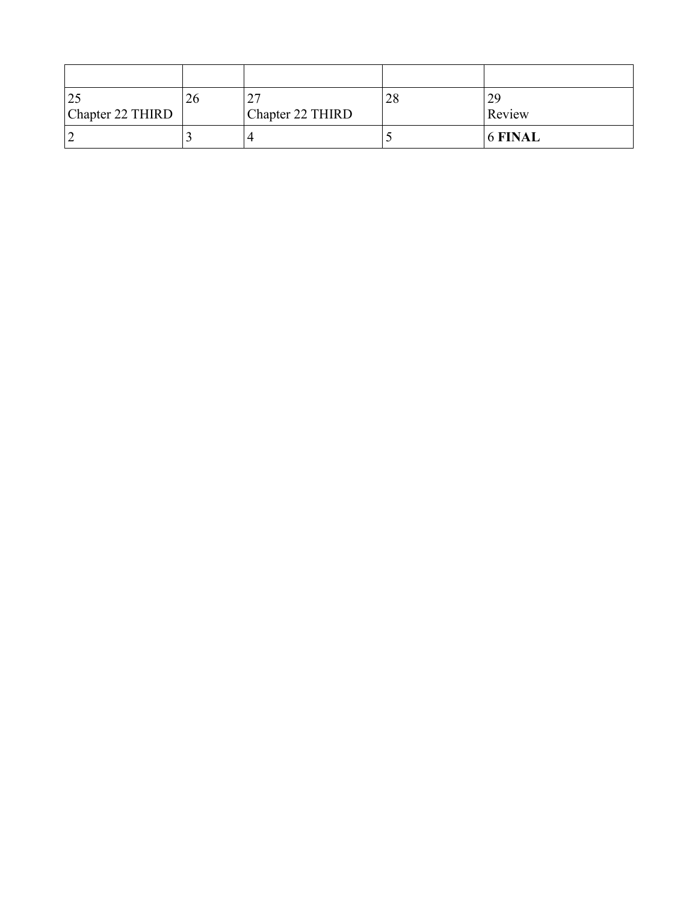| | | | | |
|---|---|---|---|---|
| | | | | |
| 25 Chapter 22 THIRD | 26 | 27 Chapter 22 THIRD | 28 | 29 Review |
| 2 | 3 | 4 | 5 | 6 **FINAL** |